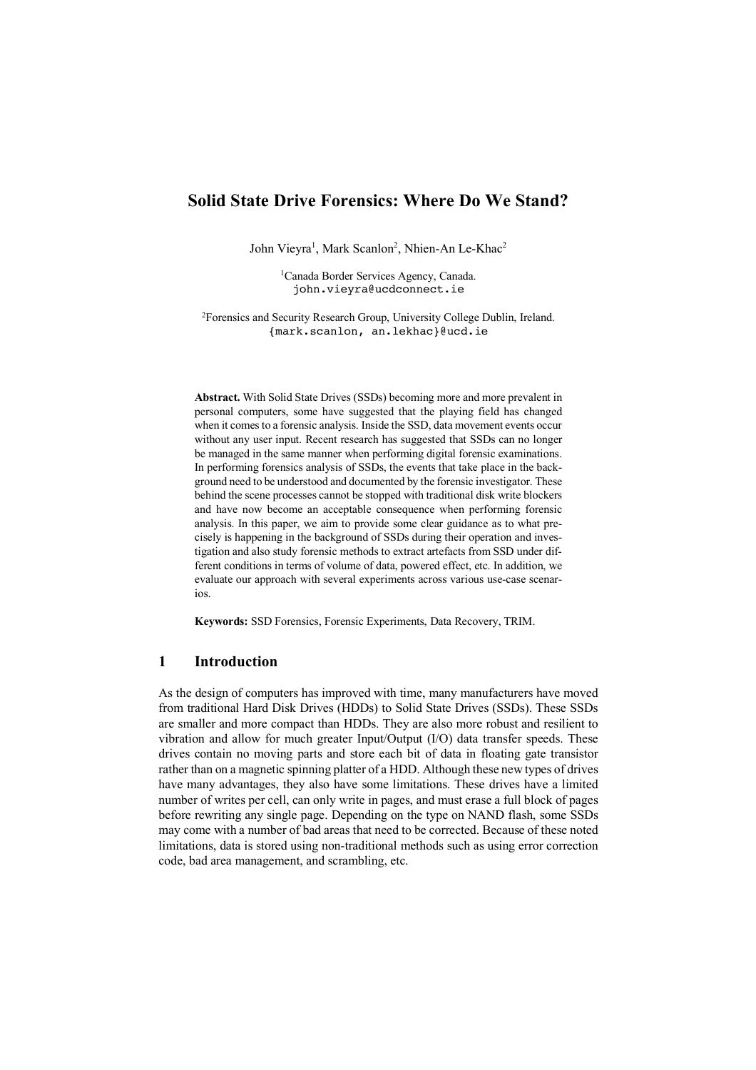# Solid State Drive Forensics: Where Do We Stand?

John Vieyra[1], Mark Scanlon[2], Nhien-An Le-Khac[2]

[1]Canada Border Services Agency, Canada.
john.vieyra@ucdconnect.ie

[2]Forensics and Security Research Group, University College Dublin, Ireland.
{mark.scanlon, an.lekhac}@ucd.ie

**Abstract.** With Solid State Drives (SSDs) becoming more and more prevalent in personal computers, some have suggested that the playing field has changed when it comes to a forensic analysis. Inside the SSD, data movement events occur without any user input. Recent research has suggested that SSDs can no longer be managed in the same manner when performing digital forensic examinations. In performing forensics analysis of SSDs, the events that take place in the background need to be understood and documented by the forensic investigator. These behind the scene processes cannot be stopped with traditional disk write blockers and have now become an acceptable consequence when performing forensic analysis. In this paper, we aim to provide some clear guidance as to what precisely is happening in the background of SSDs during their operation and investigation and also study forensic methods to extract artefacts from SSD under different conditions in terms of volume of data, powered effect, etc. In addition, we evaluate our approach with several experiments across various use-case scenarios.

**Keywords:** SSD Forensics, Forensic Experiments, Data Recovery, TRIM.

## 1 Introduction

As the design of computers has improved with time, many manufacturers have moved from traditional Hard Disk Drives (HDDs) to Solid State Drives (SSDs). These SSDs are smaller and more compact than HDDs. They are also more robust and resilient to vibration and allow for much greater Input/Output (I/O) data transfer speeds. These drives contain no moving parts and store each bit of data in floating gate transistor rather than on a magnetic spinning platter of a HDD. Although these new types of drives have many advantages, they also have some limitations. These drives have a limited number of writes per cell, can only write in pages, and must erase a full block of pages before rewriting any single page. Depending on the type on NAND flash, some SSDs may come with a number of bad areas that need to be corrected. Because of these noted limitations, data is stored using non-traditional methods such as using error correction code, bad area management, and scrambling, etc.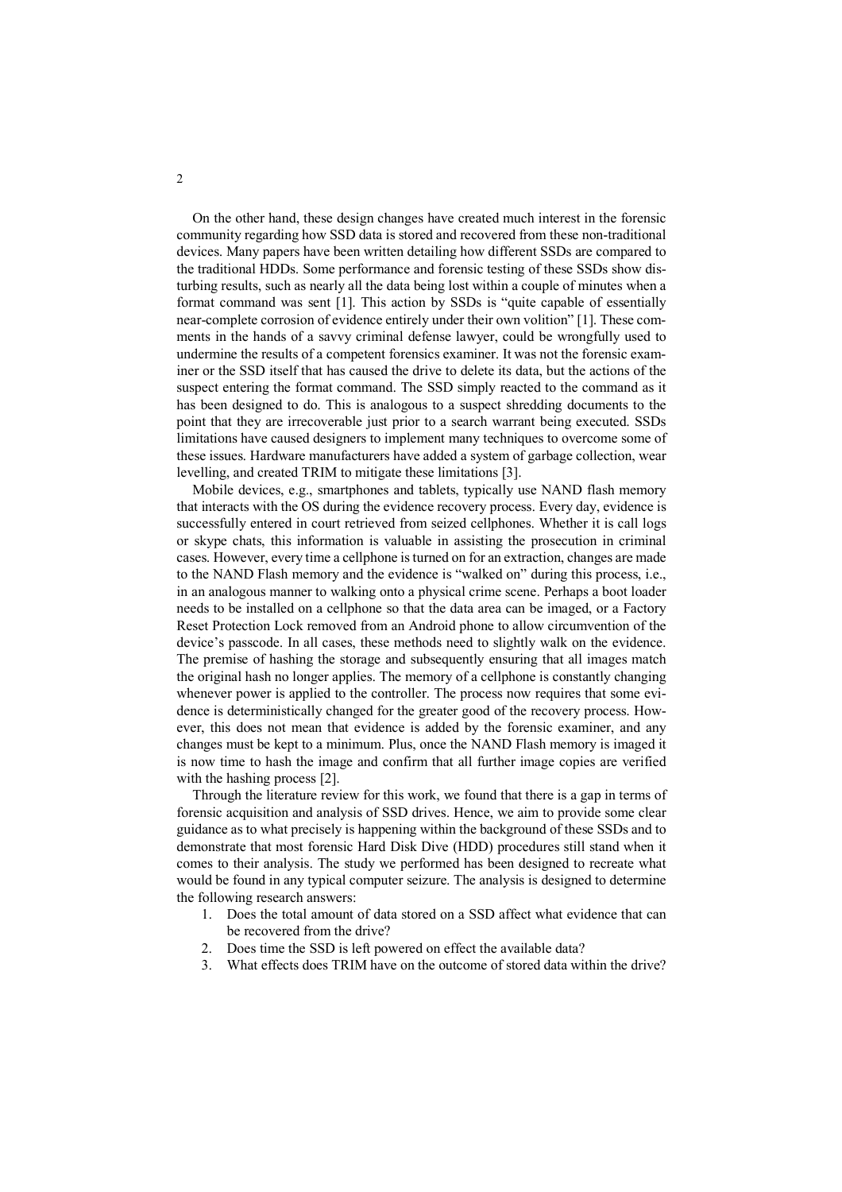On the other hand, these design changes have created much interest in the forensic community regarding how SSD data is stored and recovered from these non-traditional devices. Many papers have been written detailing how different SSDs are compared to the traditional HDDs. Some performance and forensic testing of these SSDs show disturbing results, such as nearly all the data being lost within a couple of minutes when a format command was sent [1]. This action by SSDs is "quite capable of essentially near-complete corrosion of evidence entirely under their own volition" [1]. These comments in the hands of a savvy criminal defense lawyer, could be wrongfully used to undermine the results of a competent forensics examiner. It was not the forensic examiner or the SSD itself that has caused the drive to delete its data, but the actions of the suspect entering the format command. The SSD simply reacted to the command as it has been designed to do. This is analogous to a suspect shredding documents to the point that they are irrecoverable just prior to a search warrant being executed. SSDs limitations have caused designers to implement many techniques to overcome some of these issues. Hardware manufacturers have added a system of garbage collection, wear levelling, and created TRIM to mitigate these limitations [3].

Mobile devices, e.g., smartphones and tablets, typically use NAND flash memory that interacts with the OS during the evidence recovery process. Every day, evidence is successfully entered in court retrieved from seized cellphones. Whether it is call logs or skype chats, this information is valuable in assisting the prosecution in criminal cases. However, every time a cellphone is turned on for an extraction, changes are made to the NAND Flash memory and the evidence is "walked on" during this process, i.e., in an analogous manner to walking onto a physical crime scene. Perhaps a boot loader needs to be installed on a cellphone so that the data area can be imaged, or a Factory Reset Protection Lock removed from an Android phone to allow circumvention of the device's passcode. In all cases, these methods need to slightly walk on the evidence. The premise of hashing the storage and subsequently ensuring that all images match the original hash no longer applies. The memory of a cellphone is constantly changing whenever power is applied to the controller. The process now requires that some evidence is deterministically changed for the greater good of the recovery process. However, this does not mean that evidence is added by the forensic examiner, and any changes must be kept to a minimum. Plus, once the NAND Flash memory is imaged it is now time to hash the image and confirm that all further image copies are verified with the hashing process [2].

Through the literature review for this work, we found that there is a gap in terms of forensic acquisition and analysis of SSD drives. Hence, we aim to provide some clear guidance as to what precisely is happening within the background of these SSDs and to demonstrate that most forensic Hard Disk Dive (HDD) procedures still stand when it comes to their analysis. The study we performed has been designed to recreate what would be found in any typical computer seizure. The analysis is designed to determine the following research answers:

1. Does the total amount of data stored on a SSD affect what evidence that can be recovered from the drive?
2. Does time the SSD is left powered on effect the available data?
3. What effects does TRIM have on the outcome of stored data within the drive?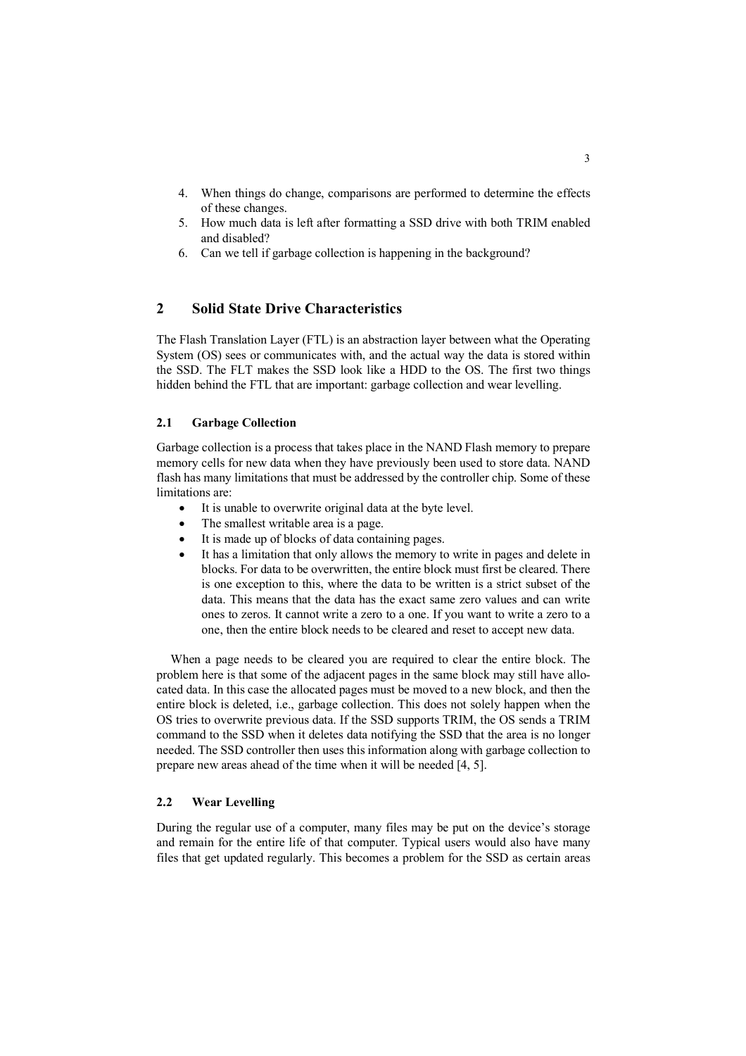4. When things do change, comparisons are performed to determine the effects of these changes.
5. How much data is left after formatting a SSD drive with both TRIM enabled and disabled?
6. Can we tell if garbage collection is happening in the background?

## 2 Solid State Drive Characteristics

The Flash Translation Layer (FTL) is an abstraction layer between what the Operating System (OS) sees or communicates with, and the actual way the data is stored within the SSD. The FLT makes the SSD look like a HDD to the OS. The first two things hidden behind the FTL that are important: garbage collection and wear levelling.

### 2.1 Garbage Collection

Garbage collection is a process that takes place in the NAND Flash memory to prepare memory cells for new data when they have previously been used to store data. NAND flash has many limitations that must be addressed by the controller chip. Some of these limitations are:

- It is unable to overwrite original data at the byte level.
- The smallest writable area is a page.
- It is made up of blocks of data containing pages.
- It has a limitation that only allows the memory to write in pages and delete in blocks. For data to be overwritten, the entire block must first be cleared. There is one exception to this, where the data to be written is a strict subset of the data. This means that the data has the exact same zero values and can write ones to zeros. It cannot write a zero to a one. If you want to write a zero to a one, then the entire block needs to be cleared and reset to accept new data.

When a page needs to be cleared you are required to clear the entire block. The problem here is that some of the adjacent pages in the same block may still have allocated data. In this case the allocated pages must be moved to a new block, and then the entire block is deleted, i.e., garbage collection. This does not solely happen when the OS tries to overwrite previous data. If the SSD supports TRIM, the OS sends a TRIM command to the SSD when it deletes data notifying the SSD that the area is no longer needed. The SSD controller then uses this information along with garbage collection to prepare new areas ahead of the time when it will be needed [4, 5].

### 2.2 Wear Levelling

During the regular use of a computer, many files may be put on the device's storage and remain for the entire life of that computer. Typical users would also have many files that get updated regularly. This becomes a problem for the SSD as certain areas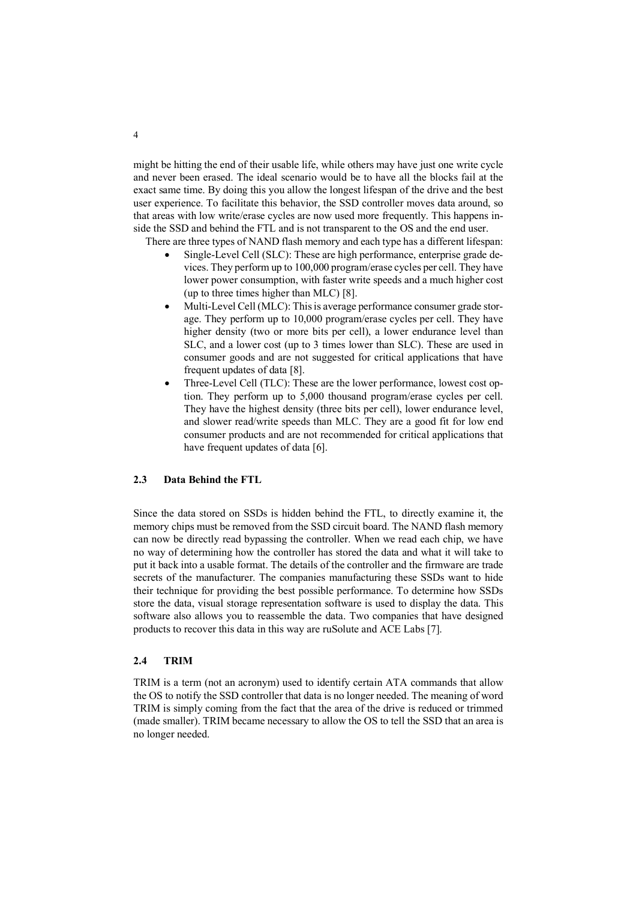might be hitting the end of their usable life, while others may have just one write cycle and never been erased. The ideal scenario would be to have all the blocks fail at the exact same time. By doing this you allow the longest lifespan of the drive and the best user experience. To facilitate this behavior, the SSD controller moves data around, so that areas with low write/erase cycles are now used more frequently. This happens inside the SSD and behind the FTL and is not transparent to the OS and the end user.

There are three types of NAND flash memory and each type has a different lifespan:

- Single-Level Cell (SLC): These are high performance, enterprise grade devices. They perform up to 100,000 program/erase cycles per cell. They have lower power consumption, with faster write speeds and a much higher cost (up to three times higher than MLC) [8].
- Multi-Level Cell (MLC): This is average performance consumer grade storage. They perform up to 10,000 program/erase cycles per cell. They have higher density (two or more bits per cell), a lower endurance level than SLC, and a lower cost (up to 3 times lower than SLC). These are used in consumer goods and are not suggested for critical applications that have frequent updates of data [8].
- Three-Level Cell (TLC): These are the lower performance, lowest cost option. They perform up to 5,000 thousand program/erase cycles per cell. They have the highest density (three bits per cell), lower endurance level, and slower read/write speeds than MLC. They are a good fit for low end consumer products and are not recommended for critical applications that have frequent updates of data [6].

### 2.3 Data Behind the FTL

Since the data stored on SSDs is hidden behind the FTL, to directly examine it, the memory chips must be removed from the SSD circuit board. The NAND flash memory can now be directly read bypassing the controller. When we read each chip, we have no way of determining how the controller has stored the data and what it will take to put it back into a usable format. The details of the controller and the firmware are trade secrets of the manufacturer. The companies manufacturing these SSDs want to hide their technique for providing the best possible performance. To determine how SSDs store the data, visual storage representation software is used to display the data. This software also allows you to reassemble the data. Two companies that have designed products to recover this data in this way are ruSolute and ACE Labs [7].

### 2.4 TRIM

TRIM is a term (not an acronym) used to identify certain ATA commands that allow the OS to notify the SSD controller that data is no longer needed. The meaning of word TRIM is simply coming from the fact that the area of the drive is reduced or trimmed (made smaller). TRIM became necessary to allow the OS to tell the SSD that an area is no longer needed.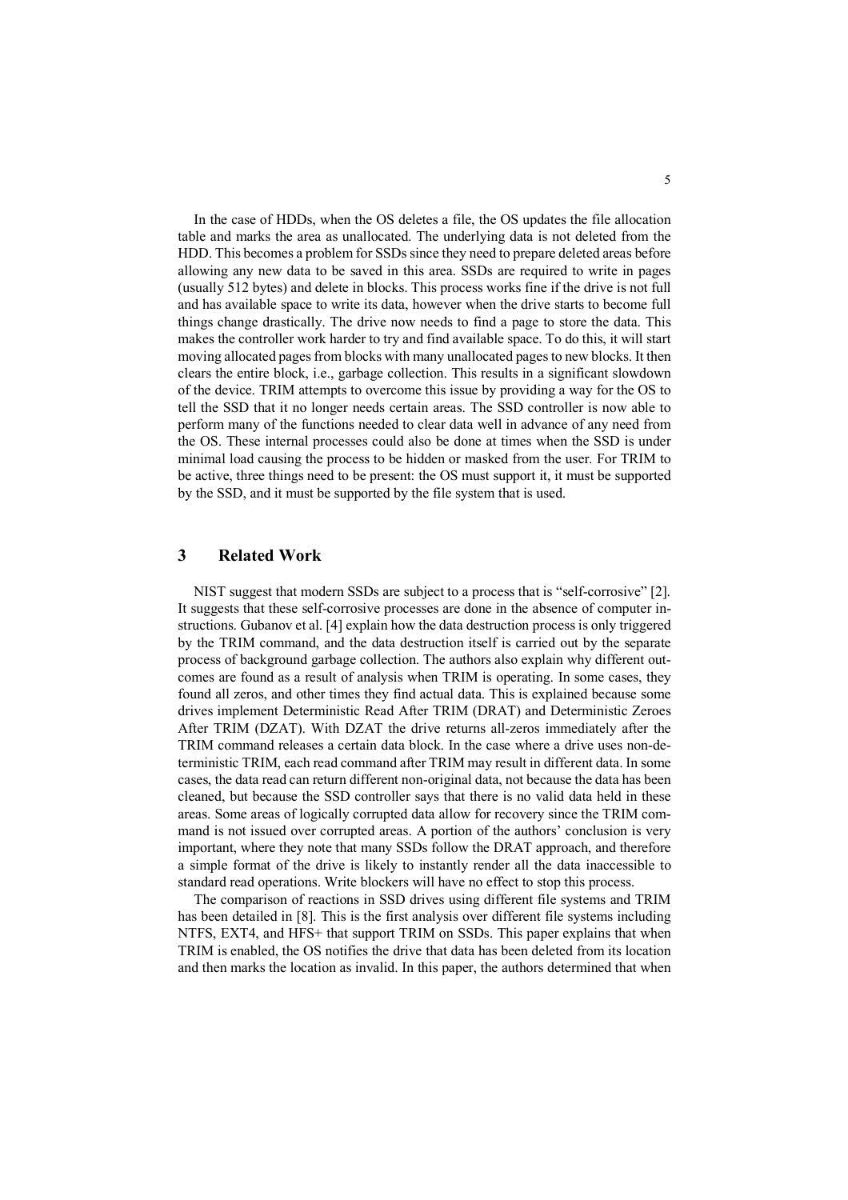In the case of HDDs, when the OS deletes a file, the OS updates the file allocation table and marks the area as unallocated. The underlying data is not deleted from the HDD. This becomes a problem for SSDs since they need to prepare deleted areas before allowing any new data to be saved in this area. SSDs are required to write in pages (usually 512 bytes) and delete in blocks. This process works fine if the drive is not full and has available space to write its data, however when the drive starts to become full things change drastically. The drive now needs to find a page to store the data. This makes the controller work harder to try and find available space. To do this, it will start moving allocated pages from blocks with many unallocated pages to new blocks. It then clears the entire block, i.e., garbage collection. This results in a significant slowdown of the device. TRIM attempts to overcome this issue by providing a way for the OS to tell the SSD that it no longer needs certain areas. The SSD controller is now able to perform many of the functions needed to clear data well in advance of any need from the OS. These internal processes could also be done at times when the SSD is under minimal load causing the process to be hidden or masked from the user. For TRIM to be active, three things need to be present: the OS must support it, it must be supported by the SSD, and it must be supported by the file system that is used.

## 3 Related Work

NIST suggest that modern SSDs are subject to a process that is "self-corrosive" [2]. It suggests that these self-corrosive processes are done in the absence of computer instructions. Gubanov et al. [4] explain how the data destruction process is only triggered by the TRIM command, and the data destruction itself is carried out by the separate process of background garbage collection. The authors also explain why different outcomes are found as a result of analysis when TRIM is operating. In some cases, they found all zeros, and other times they find actual data. This is explained because some drives implement Deterministic Read After TRIM (DRAT) and Deterministic Zeroes After TRIM (DZAT). With DZAT the drive returns all-zeros immediately after the TRIM command releases a certain data block. In the case where a drive uses non-deterministic TRIM, each read command after TRIM may result in different data. In some cases, the data read can return different non-original data, not because the data has been cleaned, but because the SSD controller says that there is no valid data held in these areas. Some areas of logically corrupted data allow for recovery since the TRIM command is not issued over corrupted areas. A portion of the authors' conclusion is very important, where they note that many SSDs follow the DRAT approach, and therefore a simple format of the drive is likely to instantly render all the data inaccessible to standard read operations. Write blockers will have no effect to stop this process.

The comparison of reactions in SSD drives using different file systems and TRIM has been detailed in [8]. This is the first analysis over different file systems including NTFS, EXT4, and HFS+ that support TRIM on SSDs. This paper explains that when TRIM is enabled, the OS notifies the drive that data has been deleted from its location and then marks the location as invalid. In this paper, the authors determined that when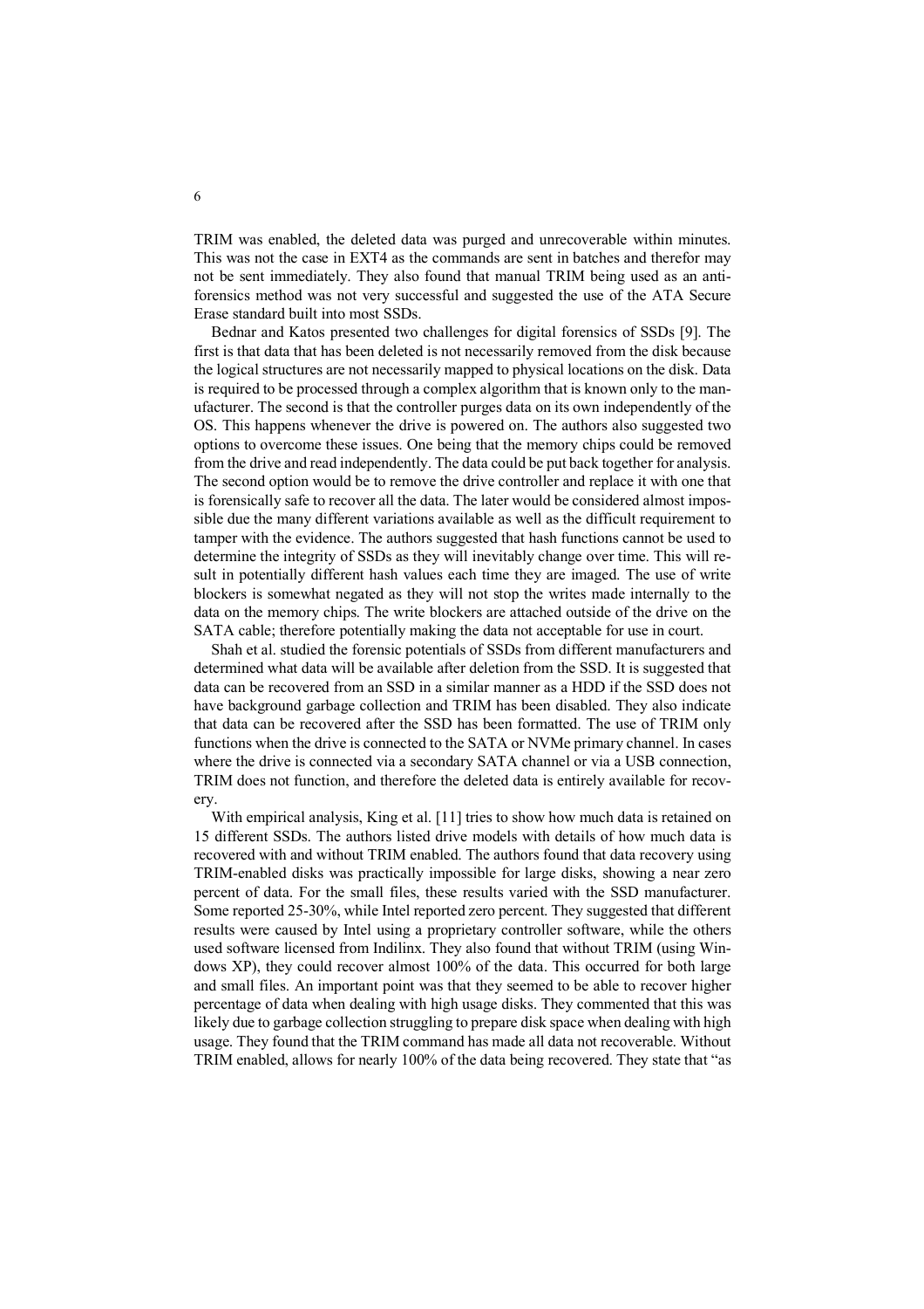TRIM was enabled, the deleted data was purged and unrecoverable within minutes. This was not the case in EXT4 as the commands are sent in batches and therefor may not be sent immediately. They also found that manual TRIM being used as an anti-forensics method was not very successful and suggested the use of the ATA Secure Erase standard built into most SSDs.

Bednar and Katos presented two challenges for digital forensics of SSDs [9]. The first is that data that has been deleted is not necessarily removed from the disk because the logical structures are not necessarily mapped to physical locations on the disk. Data is required to be processed through a complex algorithm that is known only to the manufacturer. The second is that the controller purges data on its own independently of the OS. This happens whenever the drive is powered on. The authors also suggested two options to overcome these issues. One being that the memory chips could be removed from the drive and read independently. The data could be put back together for analysis. The second option would be to remove the drive controller and replace it with one that is forensically safe to recover all the data. The later would be considered almost impossible due the many different variations available as well as the difficult requirement to tamper with the evidence. The authors suggested that hash functions cannot be used to determine the integrity of SSDs as they will inevitably change over time. This will result in potentially different hash values each time they are imaged. The use of write blockers is somewhat negated as they will not stop the writes made internally to the data on the memory chips. The write blockers are attached outside of the drive on the SATA cable; therefore potentially making the data not acceptable for use in court.

Shah et al. studied the forensic potentials of SSDs from different manufacturers and determined what data will be available after deletion from the SSD. It is suggested that data can be recovered from an SSD in a similar manner as a HDD if the SSD does not have background garbage collection and TRIM has been disabled. They also indicate that data can be recovered after the SSD has been formatted. The use of TRIM only functions when the drive is connected to the SATA or NVMe primary channel. In cases where the drive is connected via a secondary SATA channel or via a USB connection, TRIM does not function, and therefore the deleted data is entirely available for recovery.

With empirical analysis, King et al. [11] tries to show how much data is retained on 15 different SSDs. The authors listed drive models with details of how much data is recovered with and without TRIM enabled. The authors found that data recovery using TRIM-enabled disks was practically impossible for large disks, showing a near zero percent of data. For the small files, these results varied with the SSD manufacturer. Some reported 25-30%, while Intel reported zero percent. They suggested that different results were caused by Intel using a proprietary controller software, while the others used software licensed from Indilinx. They also found that without TRIM (using Windows XP), they could recover almost 100% of the data. This occurred for both large and small files. An important point was that they seemed to be able to recover higher percentage of data when dealing with high usage disks. They commented that this was likely due to garbage collection struggling to prepare disk space when dealing with high usage. They found that the TRIM command has made all data not recoverable. Without TRIM enabled, allows for nearly 100% of the data being recovered. They state that "as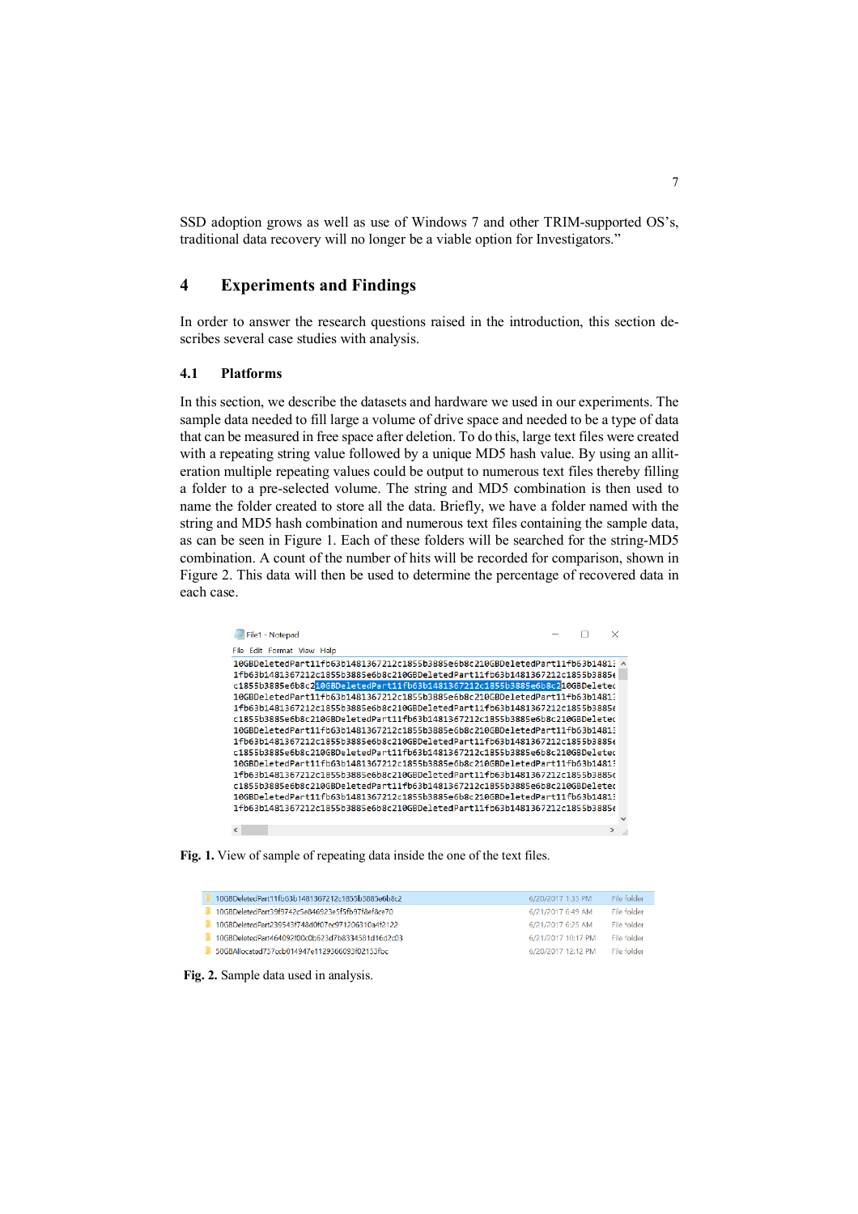SSD adoption grows as well as use of Windows 7 and other TRIM-supported OS's, traditional data recovery will no longer be a viable option for Investigators."

## 4 Experiments and Findings

In order to answer the research questions raised in the introduction, this section describes several case studies with analysis.

### 4.1 Platforms

In this section, we describe the datasets and hardware we used in our experiments. The sample data needed to fill large a volume of drive space and needed to be a type of data that can be measured in free space after deletion. To do this, large text files were created with a repeating string value followed by a unique MD5 hash value. By using an allit-eration multiple repeating values could be output to numerous text files thereby filling a folder to a pre-selected volume. The string and MD5 combination is then used to name the folder created to store all the data. Briefly, we have a folder named with the string and MD5 hash combination and numerous text files containing the sample data, as can be seen in Figure 1. Each of these folders will be searched for the string-MD5 combination. A count of the number of hits will be recorded for comparison, shown in Figure 2. This data will then be used to determine the percentage of recovered data in each case.

**Fig. 1.** View of sample of repeating data inside the one of the text files.

**Fig. 2.** Sample data used in analysis.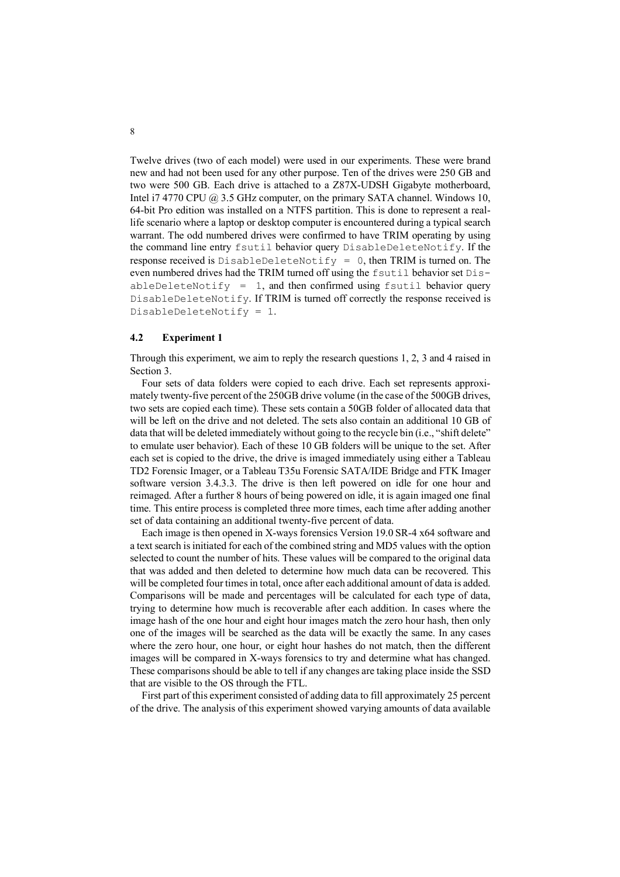Twelve drives (two of each model) were used in our experiments. These were brand new and had not been used for any other purpose. Ten of the drives were 250 GB and two were 500 GB. Each drive is attached to a Z87X-UDSH Gigabyte motherboard, Intel i7 4770 CPU @ 3.5 GHz computer, on the primary SATA channel. Windows 10, 64-bit Pro edition was installed on a NTFS partition. This is done to represent a real-life scenario where a laptop or desktop computer is encountered during a typical search warrant. The odd numbered drives were confirmed to have TRIM operating by using the command line entry `fsutil` behavior query `DisableDeleteNotify`. If the response received is `DisableDeleteNotify = 0`, then TRIM is turned on. The even numbered drives had the TRIM turned off using the `fsutil` behavior set `DisableDeleteNotify = 1`, and then confirmed using `fsutil` behavior query `DisableDeleteNotify`. If TRIM is turned off correctly the response received is `DisableDeleteNotify = 1`.

### 4.2 Experiment 1

Through this experiment, we aim to reply the research questions 1, 2, 3 and 4 raised in Section 3.

Four sets of data folders were copied to each drive. Each set represents approximately twenty-five percent of the 250GB drive volume (in the case of the 500GB drives, two sets are copied each time). These sets contain a 50GB folder of allocated data that will be left on the drive and not deleted. The sets also contain an additional 10 GB of data that will be deleted immediately without going to the recycle bin (i.e., "shift delete" to emulate user behavior). Each of these 10 GB folders will be unique to the set. After each set is copied to the drive, the drive is imaged immediately using either a Tableau TD2 Forensic Imager, or a Tableau T35u Forensic SATA/IDE Bridge and FTK Imager software version 3.4.3.3. The drive is then left powered on idle for one hour and reimaged. After a further 8 hours of being powered on idle, it is again imaged one final time. This entire process is completed three more times, each time after adding another set of data containing an additional twenty-five percent of data.

Each image is then opened in X-ways forensics Version 19.0 SR-4 x64 software and a text search is initiated for each of the combined string and MD5 values with the option selected to count the number of hits. These values will be compared to the original data that was added and then deleted to determine how much data can be recovered. This will be completed four times in total, once after each additional amount of data is added. Comparisons will be made and percentages will be calculated for each type of data, trying to determine how much is recoverable after each addition. In cases where the image hash of the one hour and eight hour images match the zero hour hash, then only one of the images will be searched as the data will be exactly the same. In any cases where the zero hour, one hour, or eight hour hashes do not match, then the different images will be compared in X-ways forensics to try and determine what has changed. These comparisons should be able to tell if any changes are taking place inside the SSD that are visible to the OS through the FTL.

First part of this experiment consisted of adding data to fill approximately 25 percent of the drive. The analysis of this experiment showed varying amounts of data available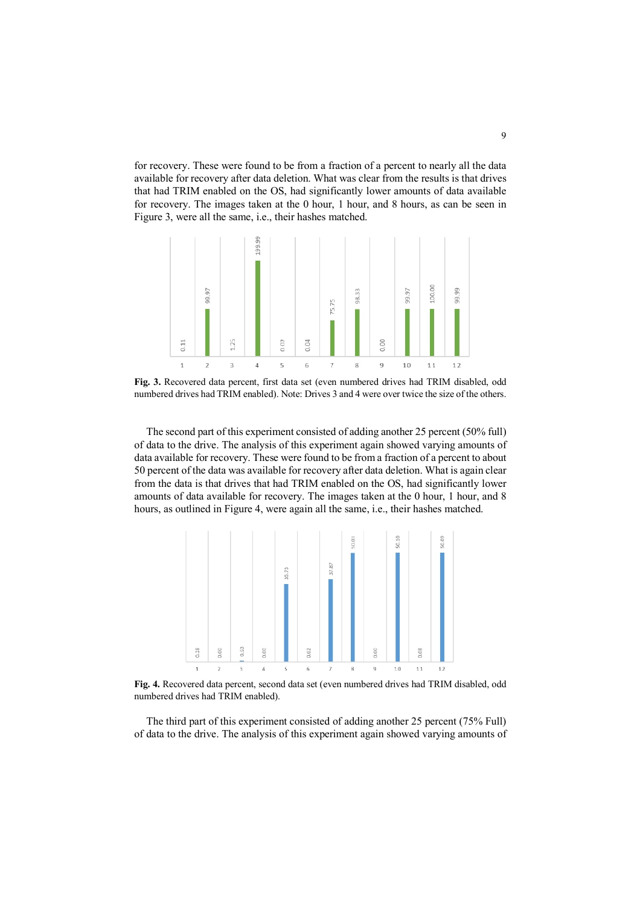for recovery. These were found to be from a fraction of a percent to nearly all the data available for recovery after data deletion. What was clear from the results is that drives that had TRIM enabled on the OS, had significantly lower amounts of data available for recovery. The images taken at the 0 hour, 1 hour, and 8 hours, as can be seen in Figure 3, were all the same, i.e., their hashes matched.

**Fig. 3.** Recovered data percent, first data set (even numbered drives had TRIM disabled, odd numbered drives had TRIM enabled). Note: Drives 3 and 4 were over twice the size of the others.

The second part of this experiment consisted of adding another 25 percent (50% full) of data to the drive. The analysis of this experiment again showed varying amounts of data available for recovery. These were found to be from a fraction of a percent to about 50 percent of the data was available for recovery after data deletion. What is again clear from the data is that drives that had TRIM enabled on the OS, had significantly lower amounts of data available for recovery. The images taken at the 0 hour, 1 hour, and 8 hours, as outlined in Figure 4, were again all the same, i.e., their hashes matched.

**Fig. 4.** Recovered data percent, second data set (even numbered drives had TRIM disabled, odd numbered drives had TRIM enabled).

The third part of this experiment consisted of adding another 25 percent (75% Full) of data to the drive. The analysis of this experiment again showed varying amounts of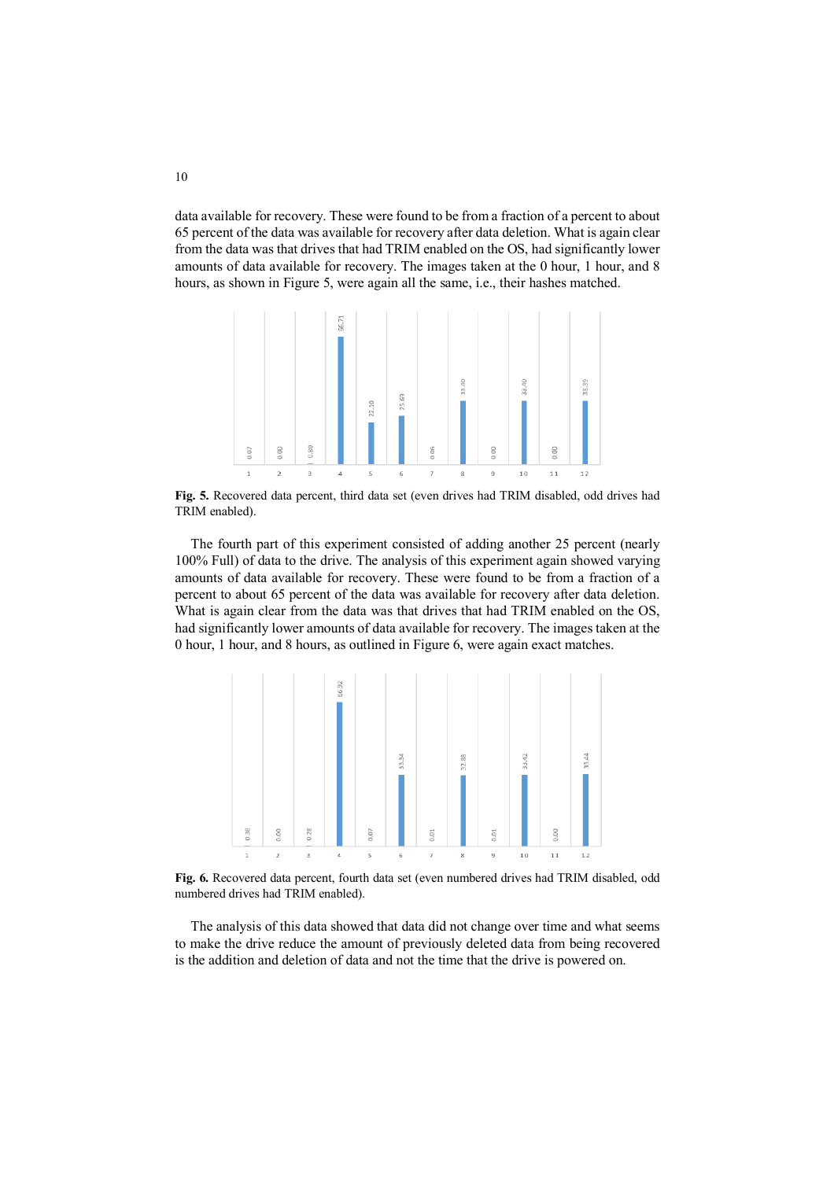data available for recovery. These were found to be from a fraction of a percent to about 65 percent of the data was available for recovery after data deletion. What is again clear from the data was that drives that had TRIM enabled on the OS, had significantly lower amounts of data available for recovery. The images taken at the 0 hour, 1 hour, and 8 hours, as shown in Figure 5, were again all the same, i.e., their hashes matched.

**Fig. 5.** Recovered data percent, third data set (even drives had TRIM disabled, odd drives had TRIM enabled).

The fourth part of this experiment consisted of adding another 25 percent (nearly 100% Full) of data to the drive. The analysis of this experiment again showed varying amounts of data available for recovery. These were found to be from a fraction of a percent to about 65 percent of the data was available for recovery after data deletion. What is again clear from the data was that drives that had TRIM enabled on the OS, had significantly lower amounts of data available for recovery. The images taken at the 0 hour, 1 hour, and 8 hours, as outlined in Figure 6, were again exact matches.

**Fig. 6.** Recovered data percent, fourth data set (even numbered drives had TRIM disabled, odd numbered drives had TRIM enabled).

The analysis of this data showed that data did not change over time and what seems to make the drive reduce the amount of previously deleted data from being recovered is the addition and deletion of data and not the time that the drive is powered on.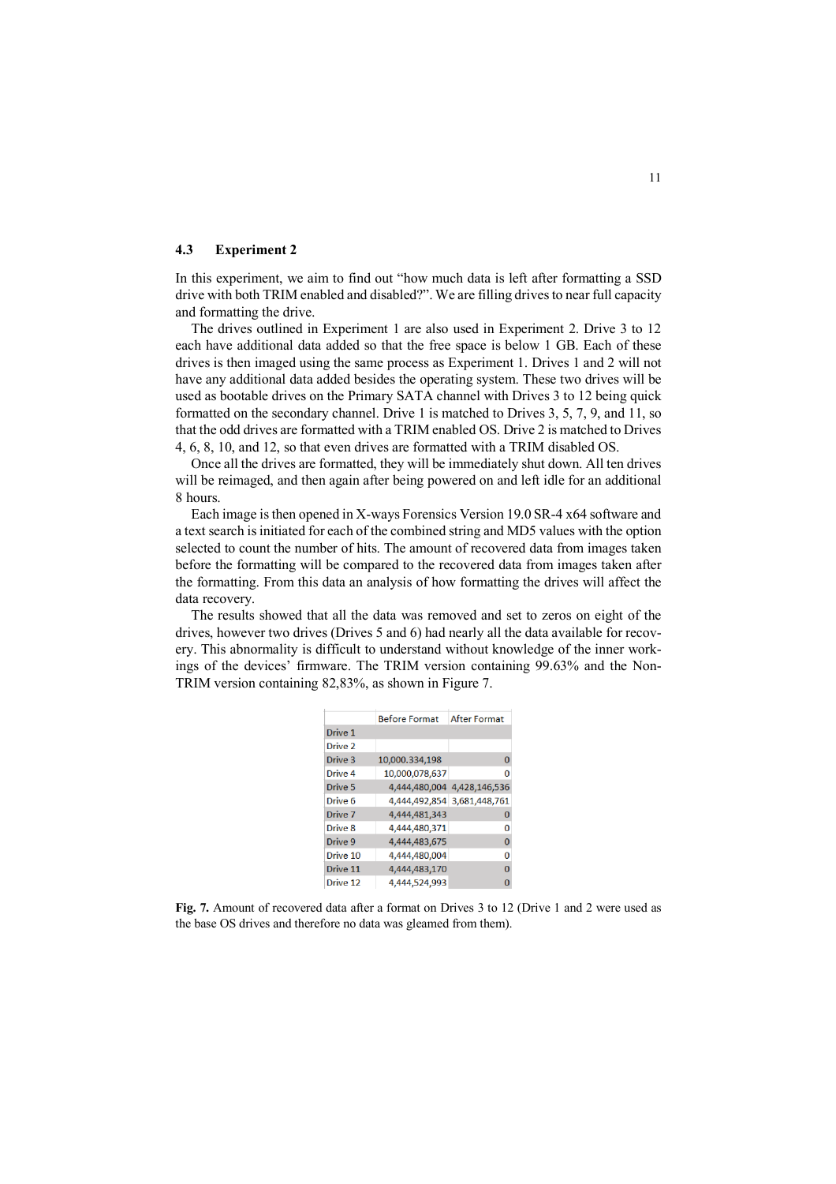### 4.3 Experiment 2

In this experiment, we aim to find out "how much data is left after formatting a SSD drive with both TRIM enabled and disabled?". We are filling drives to near full capacity and formatting the drive.

The drives outlined in Experiment 1 are also used in Experiment 2. Drive 3 to 12 each have additional data added so that the free space is below 1 GB. Each of these drives is then imaged using the same process as Experiment 1. Drives 1 and 2 will not have any additional data added besides the operating system. These two drives will be used as bootable drives on the Primary SATA channel with Drives 3 to 12 being quick formatted on the secondary channel. Drive 1 is matched to Drives 3, 5, 7, 9, and 11, so that the odd drives are formatted with a TRIM enabled OS. Drive 2 is matched to Drives 4, 6, 8, 10, and 12, so that even drives are formatted with a TRIM disabled OS.

Once all the drives are formatted, they will be immediately shut down. All ten drives will be reimaged, and then again after being powered on and left idle for an additional 8 hours.

Each image is then opened in X-ways Forensics Version 19.0 SR-4 x64 software and a text search is initiated for each of the combined string and MD5 values with the option selected to count the number of hits. The amount of recovered data from images taken before the formatting will be compared to the recovered data from images taken after the formatting. From this data an analysis of how formatting the drives will affect the data recovery.

The results showed that all the data was removed and set to zeros on eight of the drives, however two drives (Drives 5 and 6) had nearly all the data available for recovery. This abnormality is difficult to understand without knowledge of the inner workings of the devices' firmware. The TRIM version containing 99.63% and the Non-TRIM version containing 82,83%, as shown in Figure 7.

| | Before Format | After Format |
|---|---|---|
| Drive 1 | | |
| Drive 2 | | |
| Drive 3 | 10,000.334,198 | 0 |
| Drive 4 | 10,000,078,637 | 0 |
| Drive 5 | 4,444,480,004 | 4,428,146,536 |
| Drive 6 | 4,444,492,854 | 3,681,448,761 |
| Drive 7 | 4,444,481,343 | 0 |
| Drive 8 | 4,444,480,371 | 0 |
| Drive 9 | 4,444,483,675 | 0 |
| Drive 10 | 4,444,480,004 | 0 |
| Drive 11 | 4,444,483,170 | 0 |
| Drive 12 | 4,444,524,993 | 0 |

**Fig. 7.** Amount of recovered data after a format on Drives 3 to 12 (Drive 1 and 2 were used as the base OS drives and therefore no data was gleamed from them).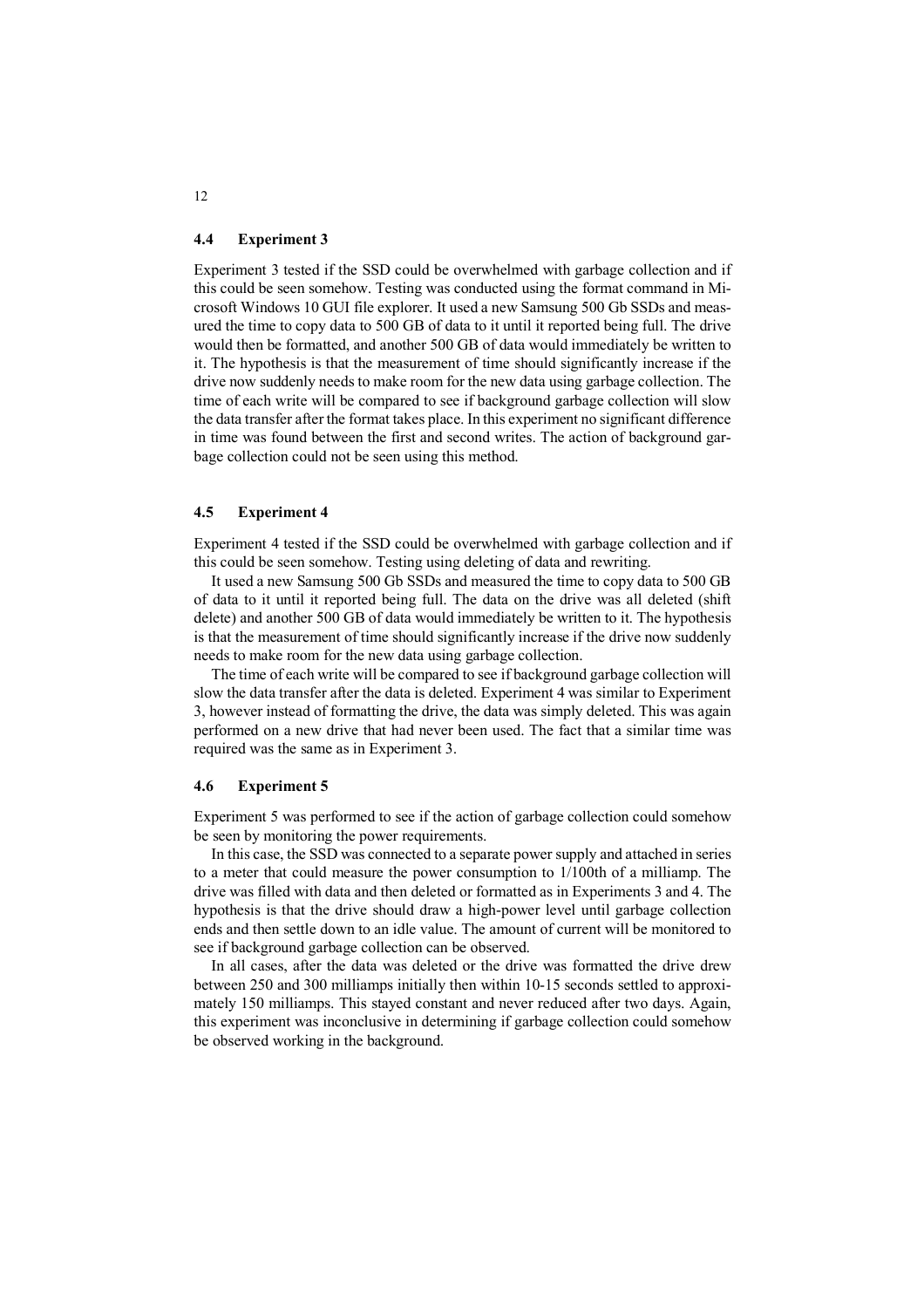### 4.4 Experiment 3

Experiment 3 tested if the SSD could be overwhelmed with garbage collection and if this could be seen somehow. Testing was conducted using the format command in Microsoft Windows 10 GUI file explorer. It used a new Samsung 500 Gb SSDs and measured the time to copy data to 500 GB of data to it until it reported being full. The drive would then be formatted, and another 500 GB of data would immediately be written to it. The hypothesis is that the measurement of time should significantly increase if the drive now suddenly needs to make room for the new data using garbage collection. The time of each write will be compared to see if background garbage collection will slow the data transfer after the format takes place. In this experiment no significant difference in time was found between the first and second writes. The action of background garbage collection could not be seen using this method.

### 4.5 Experiment 4

Experiment 4 tested if the SSD could be overwhelmed with garbage collection and if this could be seen somehow. Testing using deleting of data and rewriting.

It used a new Samsung 500 Gb SSDs and measured the time to copy data to 500 GB of data to it until it reported being full. The data on the drive was all deleted (shift delete) and another 500 GB of data would immediately be written to it. The hypothesis is that the measurement of time should significantly increase if the drive now suddenly needs to make room for the new data using garbage collection.

The time of each write will be compared to see if background garbage collection will slow the data transfer after the data is deleted. Experiment 4 was similar to Experiment 3, however instead of formatting the drive, the data was simply deleted. This was again performed on a new drive that had never been used. The fact that a similar time was required was the same as in Experiment 3.

### 4.6 Experiment 5

Experiment 5 was performed to see if the action of garbage collection could somehow be seen by monitoring the power requirements.

In this case, the SSD was connected to a separate power supply and attached in series to a meter that could measure the power consumption to 1/100th of a milliamp. The drive was filled with data and then deleted or formatted as in Experiments 3 and 4. The hypothesis is that the drive should draw a high-power level until garbage collection ends and then settle down to an idle value. The amount of current will be monitored to see if background garbage collection can be observed.

In all cases, after the data was deleted or the drive was formatted the drive drew between 250 and 300 milliamps initially then within 10-15 seconds settled to approximately 150 milliamps. This stayed constant and never reduced after two days. Again, this experiment was inconclusive in determining if garbage collection could somehow be observed working in the background.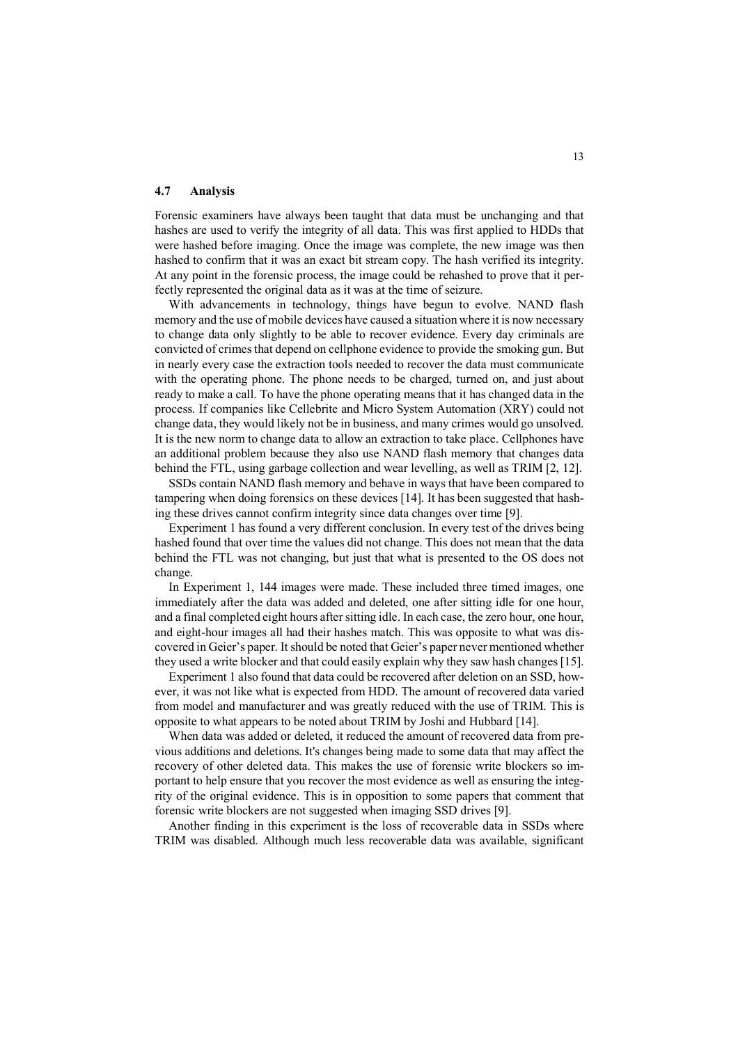### 4.7 Analysis

Forensic examiners have always been taught that data must be unchanging and that hashes are used to verify the integrity of all data. This was first applied to HDDs that were hashed before imaging. Once the image was complete, the new image was then hashed to confirm that it was an exact bit stream copy. The hash verified its integrity. At any point in the forensic process, the image could be rehashed to prove that it perfectly represented the original data as it was at the time of seizure.

With advancements in technology, things have begun to evolve. NAND flash memory and the use of mobile devices have caused a situation where it is now necessary to change data only slightly to be able to recover evidence. Every day criminals are convicted of crimes that depend on cellphone evidence to provide the smoking gun. But in nearly every case the extraction tools needed to recover the data must communicate with the operating phone. The phone needs to be charged, turned on, and just about ready to make a call. To have the phone operating means that it has changed data in the process. If companies like Cellebrite and Micro System Automation (XRY) could not change data, they would likely not be in business, and many crimes would go unsolved. It is the new norm to change data to allow an extraction to take place. Cellphones have an additional problem because they also use NAND flash memory that changes data behind the FTL, using garbage collection and wear levelling, as well as TRIM [2, 12].

SSDs contain NAND flash memory and behave in ways that have been compared to tampering when doing forensics on these devices [14]. It has been suggested that hashing these drives cannot confirm integrity since data changes over time [9].

Experiment 1 has found a very different conclusion. In every test of the drives being hashed found that over time the values did not change. This does not mean that the data behind the FTL was not changing, but just that what is presented to the OS does not change.

In Experiment 1, 144 images were made. These included three timed images, one immediately after the data was added and deleted, one after sitting idle for one hour, and a final completed eight hours after sitting idle. In each case, the zero hour, one hour, and eight-hour images all had their hashes match. This was opposite to what was discovered in Geier's paper. It should be noted that Geier's paper never mentioned whether they used a write blocker and that could easily explain why they saw hash changes [15].

Experiment 1 also found that data could be recovered after deletion on an SSD, however, it was not like what is expected from HDD. The amount of recovered data varied from model and manufacturer and was greatly reduced with the use of TRIM. This is opposite to what appears to be noted about TRIM by Joshi and Hubbard [14].

When data was added or deleted, it reduced the amount of recovered data from previous additions and deletions. It's changes being made to some data that may affect the recovery of other deleted data. This makes the use of forensic write blockers so important to help ensure that you recover the most evidence as well as ensuring the integrity of the original evidence. This is in opposition to some papers that comment that forensic write blockers are not suggested when imaging SSD drives [9].

Another finding in this experiment is the loss of recoverable data in SSDs where TRIM was disabled. Although much less recoverable data was available, significant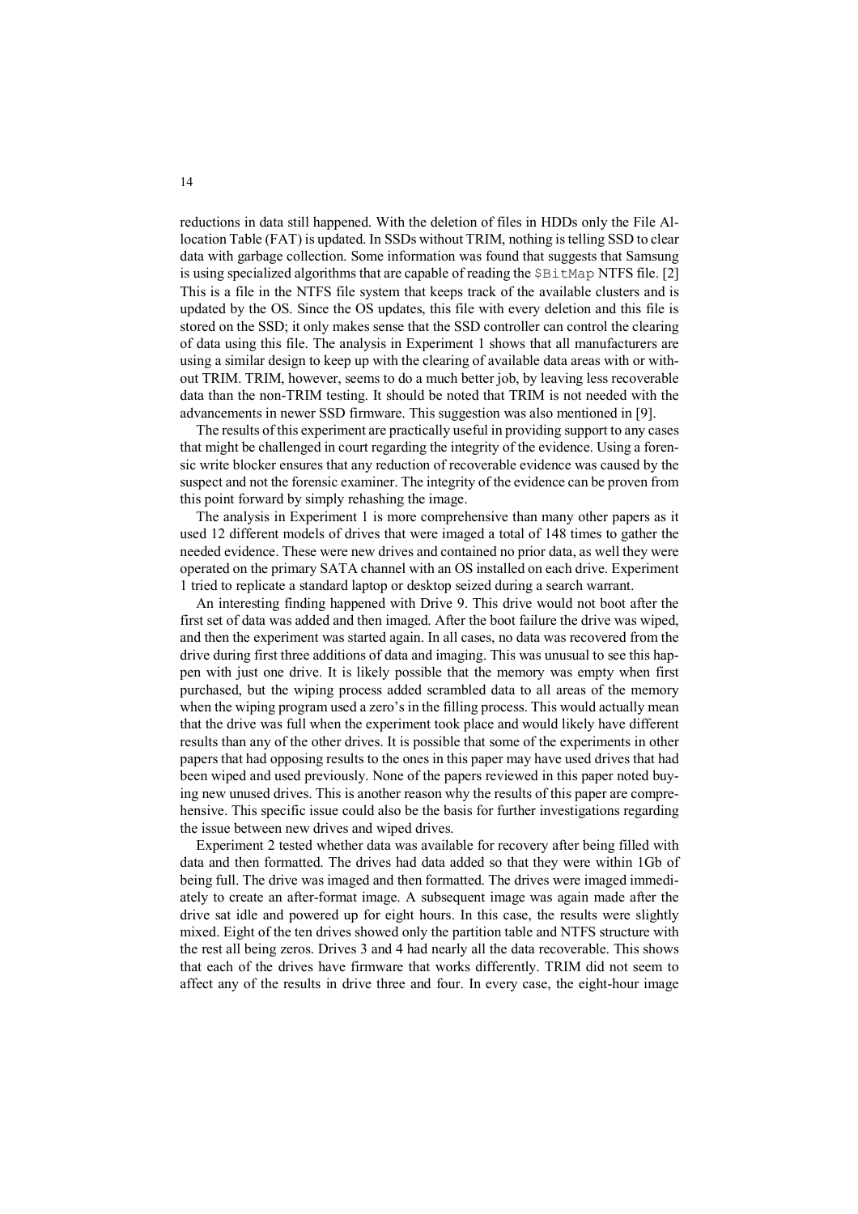reductions in data still happened. With the deletion of files in HDDs only the File Allocation Table (FAT) is updated. In SSDs without TRIM, nothing is telling SSD to clear data with garbage collection. Some information was found that suggests that Samsung is using specialized algorithms that are capable of reading the `$BitMap` NTFS file. [2] This is a file in the NTFS file system that keeps track of the available clusters and is updated by the OS. Since the OS updates, this file with every deletion and this file is stored on the SSD; it only makes sense that the SSD controller can control the clearing of data using this file. The analysis in Experiment 1 shows that all manufacturers are using a similar design to keep up with the clearing of available data areas with or without TRIM. TRIM, however, seems to do a much better job, by leaving less recoverable data than the non-TRIM testing. It should be noted that TRIM is not needed with the advancements in newer SSD firmware. This suggestion was also mentioned in [9].

The results of this experiment are practically useful in providing support to any cases that might be challenged in court regarding the integrity of the evidence. Using a forensic write blocker ensures that any reduction of recoverable evidence was caused by the suspect and not the forensic examiner. The integrity of the evidence can be proven from this point forward by simply rehashing the image.

The analysis in Experiment 1 is more comprehensive than many other papers as it used 12 different models of drives that were imaged a total of 148 times to gather the needed evidence. These were new drives and contained no prior data, as well they were operated on the primary SATA channel with an OS installed on each drive. Experiment 1 tried to replicate a standard laptop or desktop seized during a search warrant.

An interesting finding happened with Drive 9. This drive would not boot after the first set of data was added and then imaged. After the boot failure the drive was wiped, and then the experiment was started again. In all cases, no data was recovered from the drive during first three additions of data and imaging. This was unusual to see this happen with just one drive. It is likely possible that the memory was empty when first purchased, but the wiping process added scrambled data to all areas of the memory when the wiping program used a zero's in the filling process. This would actually mean that the drive was full when the experiment took place and would likely have different results than any of the other drives. It is possible that some of the experiments in other papers that had opposing results to the ones in this paper may have used drives that had been wiped and used previously. None of the papers reviewed in this paper noted buying new unused drives. This is another reason why the results of this paper are comprehensive. This specific issue could also be the basis for further investigations regarding the issue between new drives and wiped drives.

Experiment 2 tested whether data was available for recovery after being filled with data and then formatted. The drives had data added so that they were within 1Gb of being full. The drive was imaged and then formatted. The drives were imaged immediately to create an after-format image. A subsequent image was again made after the drive sat idle and powered up for eight hours. In this case, the results were slightly mixed. Eight of the ten drives showed only the partition table and NTFS structure with the rest all being zeros. Drives 3 and 4 had nearly all the data recoverable. This shows that each of the drives have firmware that works differently. TRIM did not seem to affect any of the results in drive three and four. In every case, the eight-hour image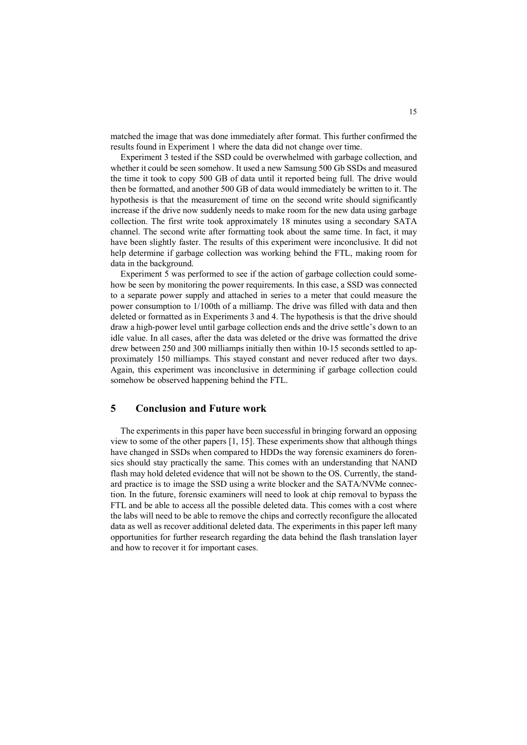matched the image that was done immediately after format. This further confirmed the results found in Experiment 1 where the data did not change over time.

Experiment 3 tested if the SSD could be overwhelmed with garbage collection, and whether it could be seen somehow. It used a new Samsung 500 Gb SSDs and measured the time it took to copy 500 GB of data until it reported being full. The drive would then be formatted, and another 500 GB of data would immediately be written to it. The hypothesis is that the measurement of time on the second write should significantly increase if the drive now suddenly needs to make room for the new data using garbage collection. The first write took approximately 18 minutes using a secondary SATA channel. The second write after formatting took about the same time. In fact, it may have been slightly faster. The results of this experiment were inconclusive. It did not help determine if garbage collection was working behind the FTL, making room for data in the background.

Experiment 5 was performed to see if the action of garbage collection could somehow be seen by monitoring the power requirements. In this case, a SSD was connected to a separate power supply and attached in series to a meter that could measure the power consumption to 1/100th of a milliamp. The drive was filled with data and then deleted or formatted as in Experiments 3 and 4. The hypothesis is that the drive should draw a high-power level until garbage collection ends and the drive settle's down to an idle value. In all cases, after the data was deleted or the drive was formatted the drive drew between 250 and 300 milliamps initially then within 10-15 seconds settled to approximately 150 milliamps. This stayed constant and never reduced after two days. Again, this experiment was inconclusive in determining if garbage collection could somehow be observed happening behind the FTL.

## 5 Conclusion and Future work

The experiments in this paper have been successful in bringing forward an opposing view to some of the other papers [1, 15]. These experiments show that although things have changed in SSDs when compared to HDDs the way forensic examiners do forensics should stay practically the same. This comes with an understanding that NAND flash may hold deleted evidence that will not be shown to the OS. Currently, the standard practice is to image the SSD using a write blocker and the SATA/NVMe connection. In the future, forensic examiners will need to look at chip removal to bypass the FTL and be able to access all the possible deleted data. This comes with a cost where the labs will need to be able to remove the chips and correctly reconfigure the allocated data as well as recover additional deleted data. The experiments in this paper left many opportunities for further research regarding the data behind the flash translation layer and how to recover it for important cases.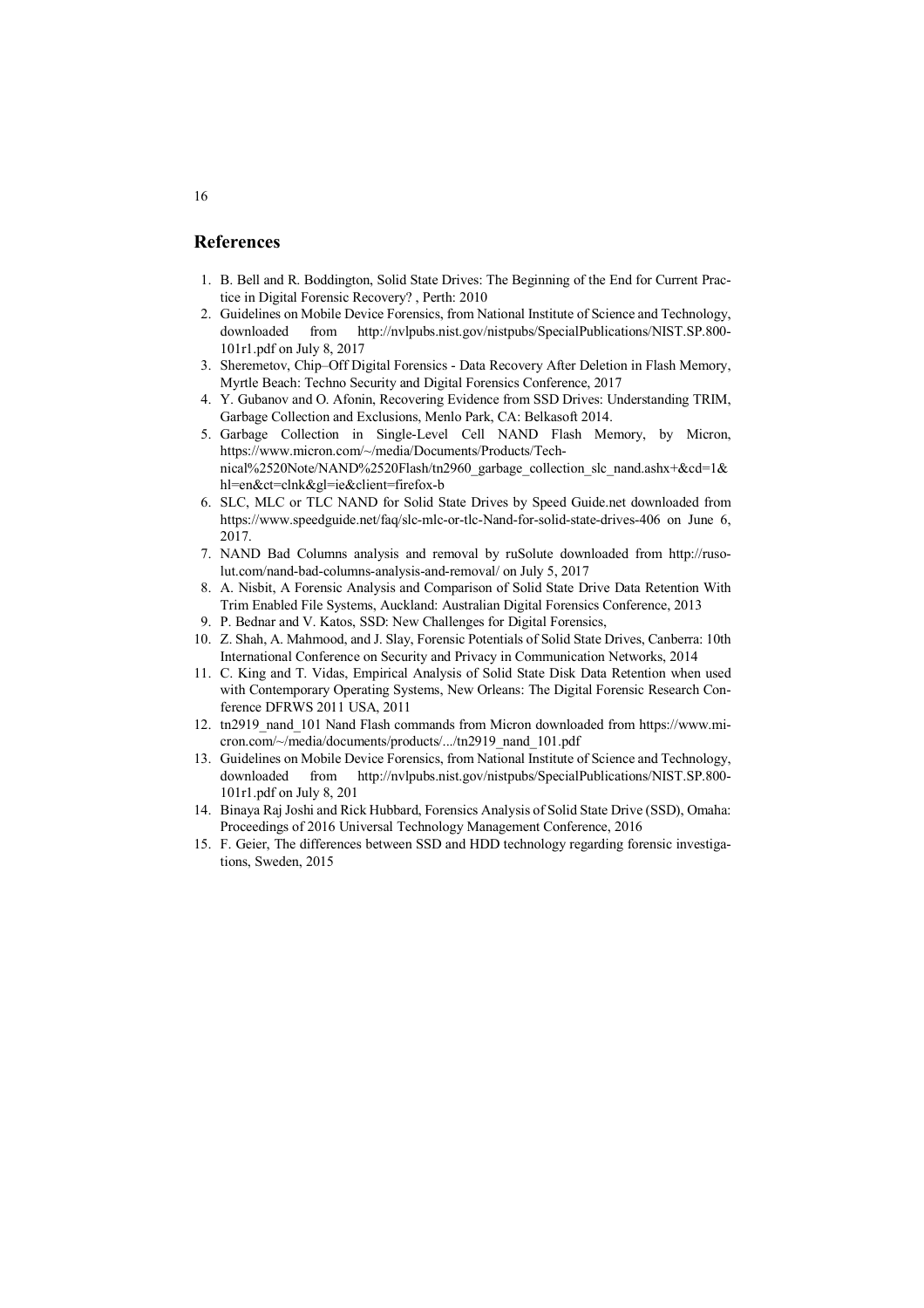## References

1. B. Bell and R. Boddington, Solid State Drives: The Beginning of the End for Current Practice in Digital Forensic Recovery? , Perth: 2010
2. Guidelines on Mobile Device Forensics, from National Institute of Science and Technology, downloaded from http://nvlpubs.nist.gov/nistpubs/SpecialPublications/NIST.SP.800-101r1.pdf on July 8, 2017
3. Sheremetov, Chip–Off Digital Forensics - Data Recovery After Deletion in Flash Memory, Myrtle Beach: Techno Security and Digital Forensics Conference, 2017
4. Y. Gubanov and O. Afonin, Recovering Evidence from SSD Drives: Understanding TRIM, Garbage Collection and Exclusions, Menlo Park, CA: Belkasoft 2014.
5. Garbage Collection in Single-Level Cell NAND Flash Memory, by Micron, https://www.micron.com/~/media/Documents/Products/Technical%2520Note/NAND%2520Flash/tn2960_garbage_collection_slc_nand.ashx+&cd=1&hl=en&ct=clnk&gl=ie&client=firefox-b
6. SLC, MLC or TLC NAND for Solid State Drives by Speed Guide.net downloaded from https://www.speedguide.net/faq/slc-mlc-or-tlc-Nand-for-solid-state-drives-406 on June 6, 2017.
7. NAND Bad Columns analysis and removal by ruSolute downloaded from http://rusolut.com/nand-bad-columns-analysis-and-removal/ on July 5, 2017
8. A. Nisbit, A Forensic Analysis and Comparison of Solid State Drive Data Retention With Trim Enabled File Systems, Auckland: Australian Digital Forensics Conference, 2013
9. P. Bednar and V. Katos, SSD: New Challenges for Digital Forensics,
10. Z. Shah, A. Mahmood, and J. Slay, Forensic Potentials of Solid State Drives, Canberra: 10th International Conference on Security and Privacy in Communication Networks, 2014
11. C. King and T. Vidas, Empirical Analysis of Solid State Disk Data Retention when used with Contemporary Operating Systems, New Orleans: The Digital Forensic Research Conference DFRWS 2011 USA, 2011
12. tn2919_nand_101 Nand Flash commands from Micron downloaded from https://www.micron.com/~/media/documents/products/.../tn2919_nand_101.pdf
13. Guidelines on Mobile Device Forensics, from National Institute of Science and Technology, downloaded from http://nvlpubs.nist.gov/nistpubs/SpecialPublications/NIST.SP.800-101r1.pdf on July 8, 201
14. Binaya Raj Joshi and Rick Hubbard, Forensics Analysis of Solid State Drive (SSD), Omaha: Proceedings of 2016 Universal Technology Management Conference, 2016
15. F. Geier, The differences between SSD and HDD technology regarding forensic investigations, Sweden, 2015